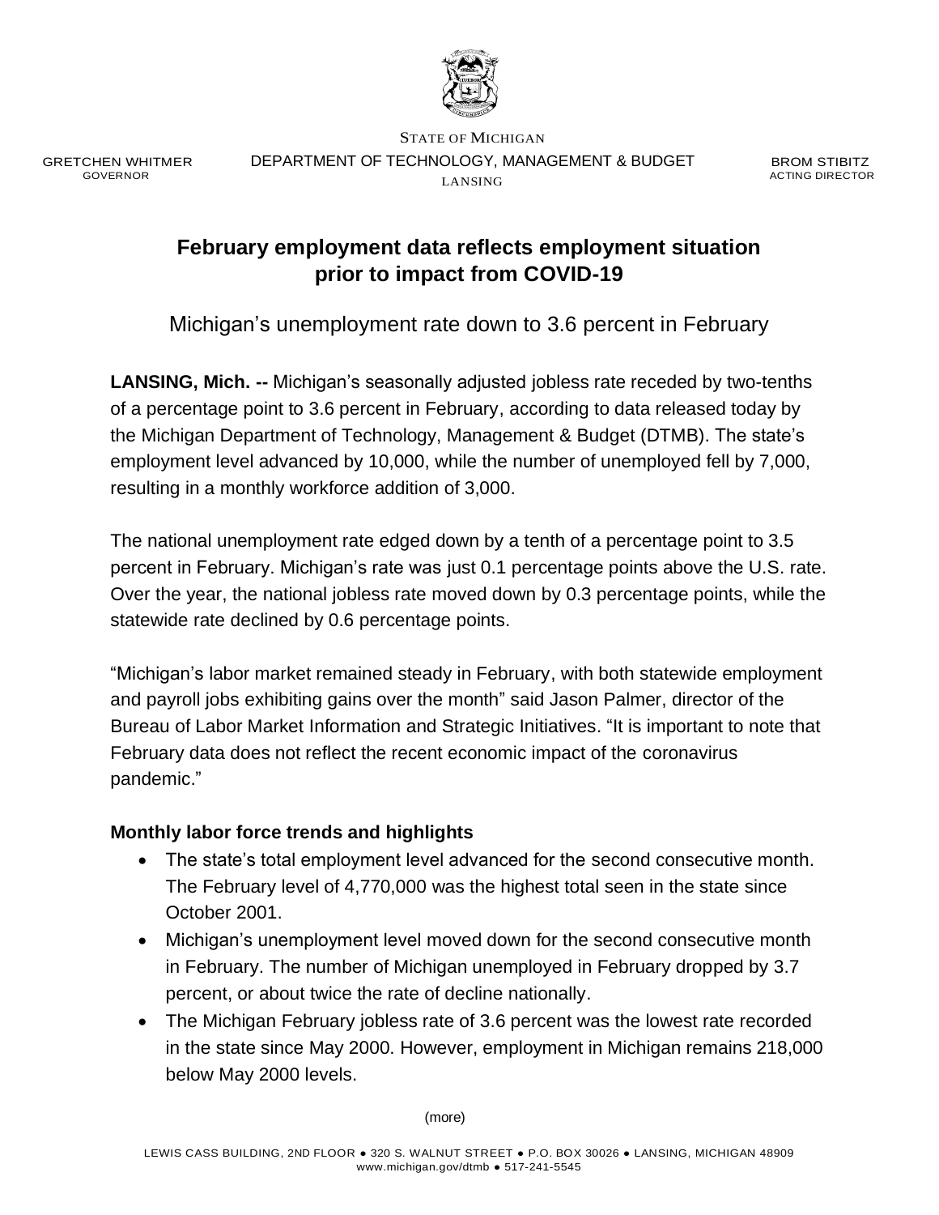STATE OF MICHIGAN

GRETCHEN WHITMER
GOVERNOR

DEPARTMENT OF TECHNOLOGY, MANAGEMENT & BUDGET
LANSING

BROM STIBITZ
ACTING DIRECTOR

# February employment data reflects employment situation prior to impact from COVID-19

Michigan's unemployment rate down to 3.6 percent in February

**LANSING, Mich. --** Michigan's seasonally adjusted jobless rate receded by two-tenths of a percentage point to 3.6 percent in February, according to data released today by the Michigan Department of Technology, Management & Budget (DTMB). The state's employment level advanced by 10,000, while the number of unemployed fell by 7,000, resulting in a monthly workforce addition of 3,000.

The national unemployment rate edged down by a tenth of a percentage point to 3.5 percent in February. Michigan's rate was just 0.1 percentage points above the U.S. rate. Over the year, the national jobless rate moved down by 0.3 percentage points, while the statewide rate declined by 0.6 percentage points.

"Michigan's labor market remained steady in February, with both statewide employment and payroll jobs exhibiting gains over the month" said Jason Palmer, director of the Bureau of Labor Market Information and Strategic Initiatives. "It is important to note that February data does not reflect the recent economic impact of the coronavirus pandemic."

**Monthly labor force trends and highlights**

- The state's total employment level advanced for the second consecutive month. The February level of 4,770,000 was the highest total seen in the state since October 2001.
- Michigan's unemployment level moved down for the second consecutive month in February. The number of Michigan unemployed in February dropped by 3.7 percent, or about twice the rate of decline nationally.
- The Michigan February jobless rate of 3.6 percent was the lowest rate recorded in the state since May 2000. However, employment in Michigan remains 218,000 below May 2000 levels.

(more)

LEWIS CASS BUILDING, 2ND FLOOR ● 320 S. WALNUT STREET ● P.O. BOX 30026 ● LANSING, MICHIGAN 48909
www.michigan.gov/dtmb ● 517-241-5545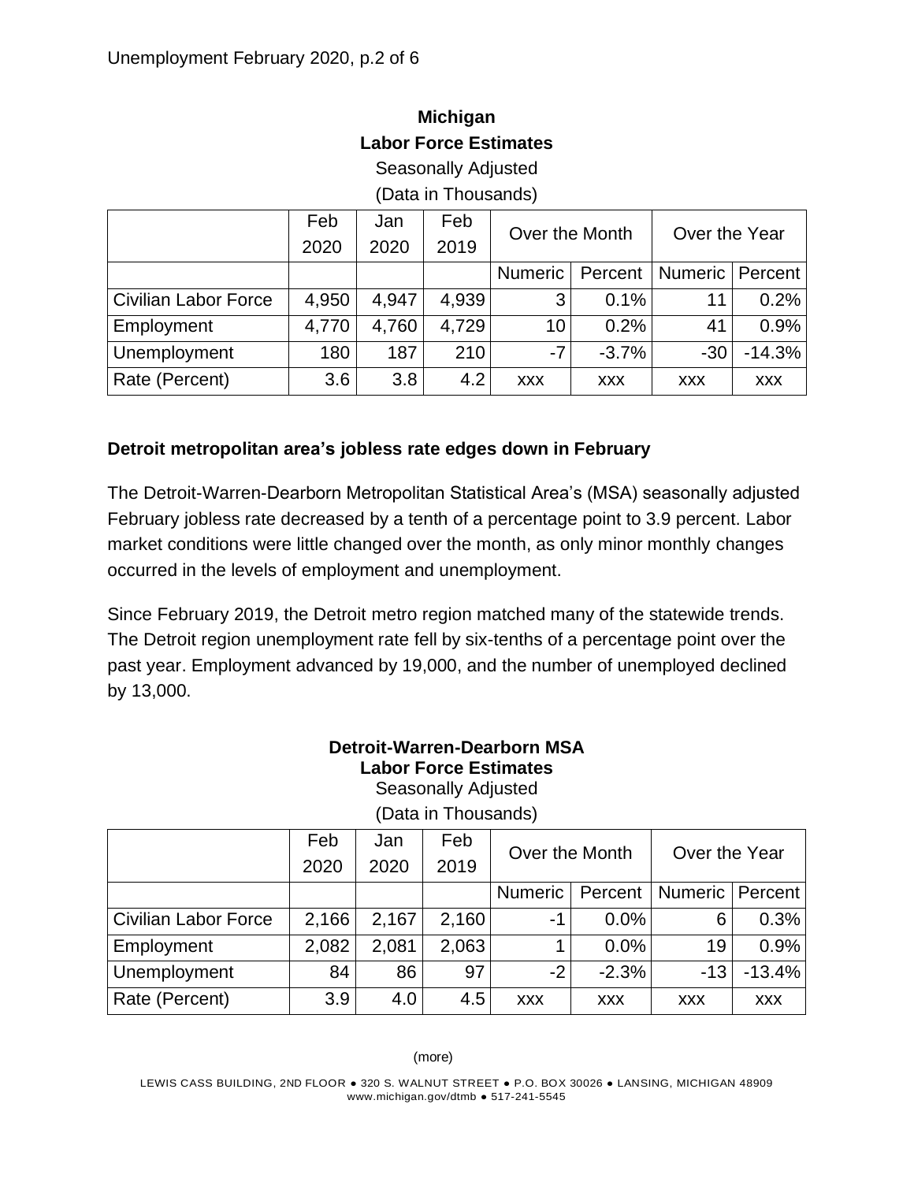**Michigan**
**Labor Force Estimates**
Seasonally Adjusted
(Data in Thousands)

| | Feb 2020 | Jan 2020 | Feb 2019 | Over the Month | | Over the Year | |
|---|---|---|---|---|---|---|---|
| | | | | Numeric | Percent | Numeric | Percent |
| Civilian Labor Force | 4,950 | 4,947 | 4,939 | 3 | 0.1% | 11 | 0.2% |
| Employment | 4,770 | 4,760 | 4,729 | 10 | 0.2% | 41 | 0.9% |
| Unemployment | 180 | 187 | 210 | -7 | -3.7% | -30 | -14.3% |
| Rate (Percent) | 3.6 | 3.8 | 4.2 | xxx | xxx | xxx | xxx |

**Detroit metropolitan area's jobless rate edges down in February**

The Detroit-Warren-Dearborn Metropolitan Statistical Area's (MSA) seasonally adjusted February jobless rate decreased by a tenth of a percentage point to 3.9 percent. Labor market conditions were little changed over the month, as only minor monthly changes occurred in the levels of employment and unemployment.

Since February 2019, the Detroit metro region matched many of the statewide trends. The Detroit region unemployment rate fell by six-tenths of a percentage point over the past year. Employment advanced by 19,000, and the number of unemployed declined by 13,000.

**Detroit-Warren-Dearborn MSA**
**Labor Force Estimates**
Seasonally Adjusted
(Data in Thousands)

| | Feb 2020 | Jan 2020 | Feb 2019 | Over the Month | | Over the Year | |
|---|---|---|---|---|---|---|---|
| | | | | Numeric | Percent | Numeric | Percent |
| Civilian Labor Force | 2,166 | 2,167 | 2,160 | -1 | 0.0% | 6 | 0.3% |
| Employment | 2,082 | 2,081 | 2,063 | 1 | 0.0% | 19 | 0.9% |
| Unemployment | 84 | 86 | 97 | -2 | -2.3% | -13 | -13.4% |
| Rate (Percent) | 3.9 | 4.0 | 4.5 | xxx | xxx | xxx | xxx |

(more)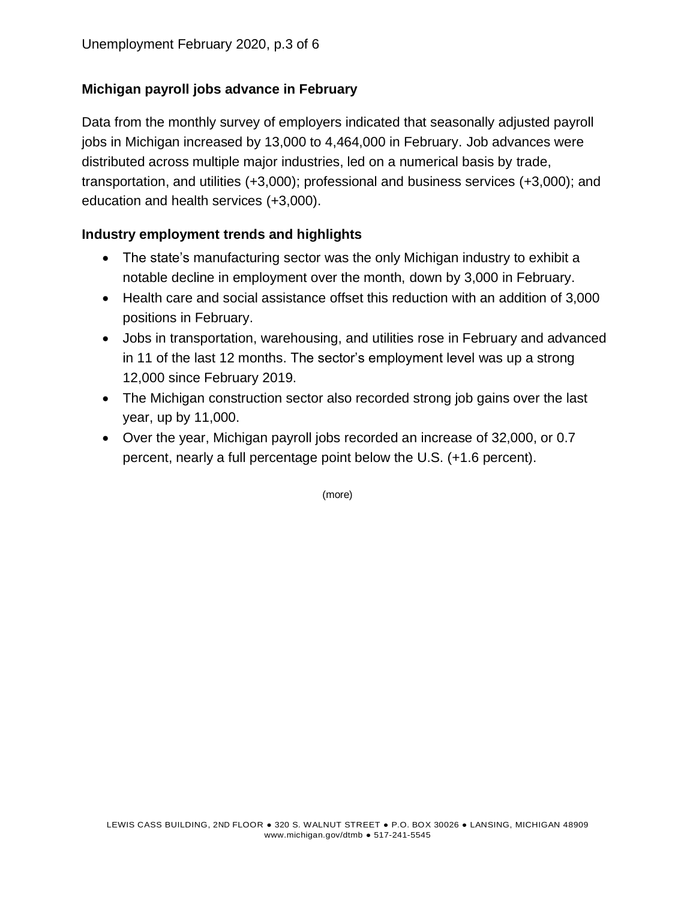## Michigan payroll jobs advance in February

Data from the monthly survey of employers indicated that seasonally adjusted payroll jobs in Michigan increased by 13,000 to 4,464,000 in February. Job advances were distributed across multiple major industries, led on a numerical basis by trade, transportation, and utilities (+3,000); professional and business services (+3,000); and education and health services (+3,000).

## Industry employment trends and highlights

- The state's manufacturing sector was the only Michigan industry to exhibit a notable decline in employment over the month, down by 3,000 in February.
- Health care and social assistance offset this reduction with an addition of 3,000 positions in February.
- Jobs in transportation, warehousing, and utilities rose in February and advanced in 11 of the last 12 months. The sector's employment level was up a strong 12,000 since February 2019.
- The Michigan construction sector also recorded strong job gains over the last year, up by 11,000.
- Over the year, Michigan payroll jobs recorded an increase of 32,000, or 0.7 percent, nearly a full percentage point below the U.S. (+1.6 percent).

(more)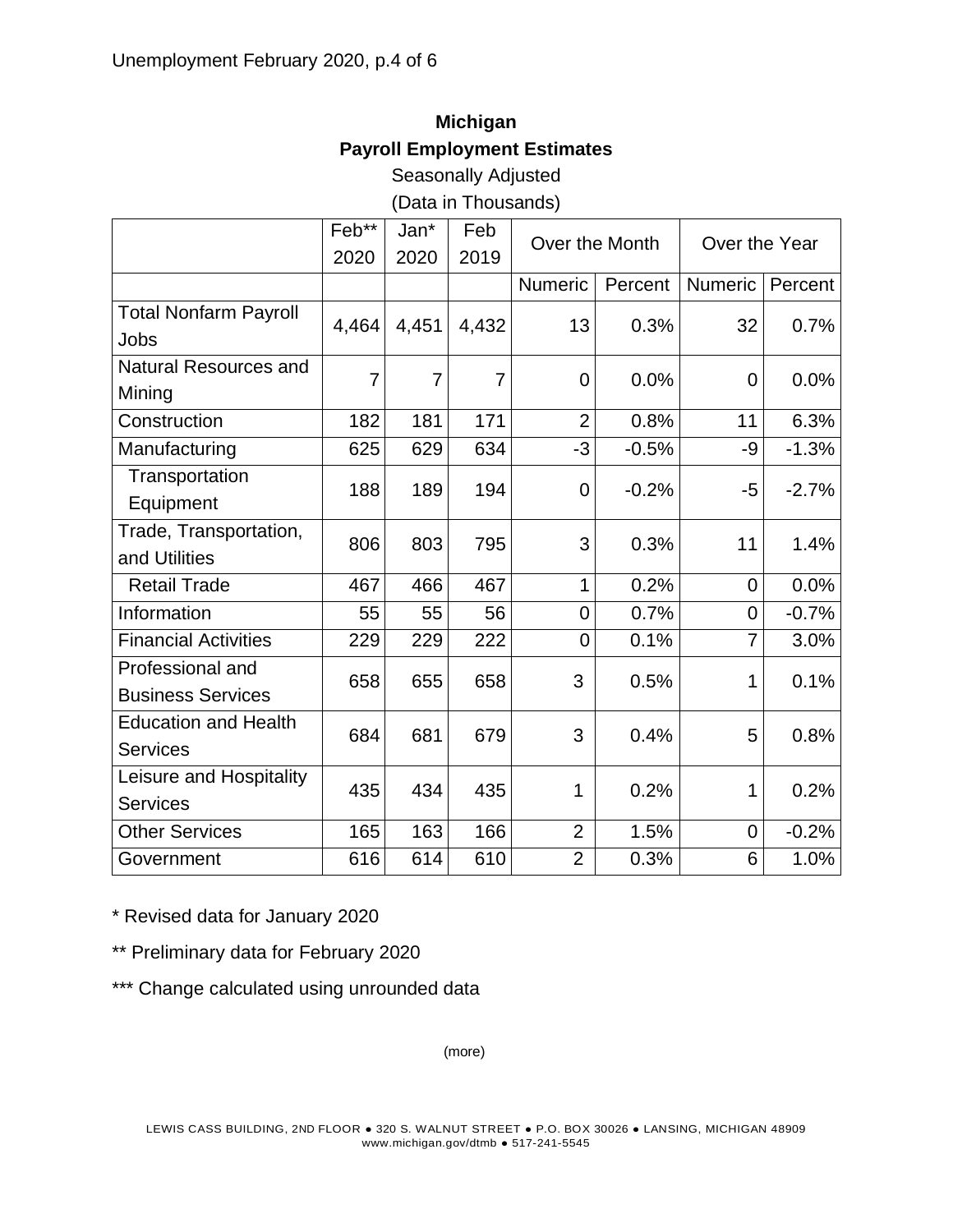**Michigan**

**Payroll Employment Estimates**

Seasonally Adjusted

(Data in Thousands)

| | Feb** 2020 | Jan* 2020 | Feb 2019 | Over the Month | | Over the Year | |
|---|---|---|---|---|---|---|---|
| | | | | Numeric | Percent | Numeric | Percent |
| Total Nonfarm Payroll Jobs | 4,464 | 4,451 | 4,432 | 13 | 0.3% | 32 | 0.7% |
| Natural Resources and Mining | 7 | 7 | 7 | 0 | 0.0% | 0 | 0.0% |
| Construction | 182 | 181 | 171 | 2 | 0.8% | 11 | 6.3% |
| Manufacturing | 625 | 629 | 634 | -3 | -0.5% | -9 | -1.3% |
| Transportation Equipment | 188 | 189 | 194 | 0 | -0.2% | -5 | -2.7% |
| Trade, Transportation, and Utilities | 806 | 803 | 795 | 3 | 0.3% | 11 | 1.4% |
| Retail Trade | 467 | 466 | 467 | 1 | 0.2% | 0 | 0.0% |
| Information | 55 | 55 | 56 | 0 | 0.7% | 0 | -0.7% |
| Financial Activities | 229 | 229 | 222 | 0 | 0.1% | 7 | 3.0% |
| Professional and Business Services | 658 | 655 | 658 | 3 | 0.5% | 1 | 0.1% |
| Education and Health Services | 684 | 681 | 679 | 3 | 0.4% | 5 | 0.8% |
| Leisure and Hospitality Services | 435 | 434 | 435 | 1 | 0.2% | 1 | 0.2% |
| Other Services | 165 | 163 | 166 | 2 | 1.5% | 0 | -0.2% |
| Government | 616 | 614 | 610 | 2 | 0.3% | 6 | 1.0% |

\* Revised data for January 2020

** Preliminary data for February 2020

*** Change calculated using unrounded data

(more)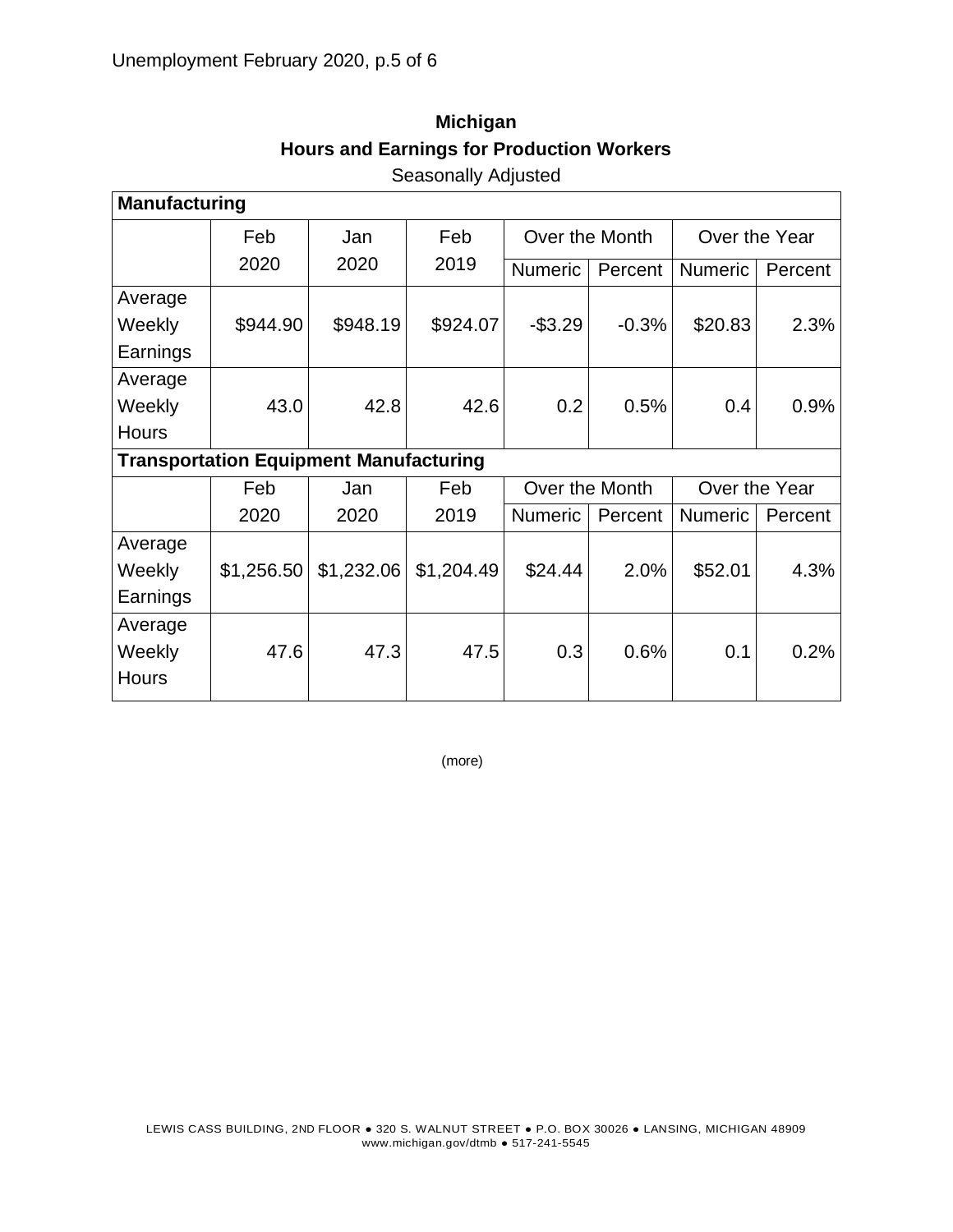**Michigan**

**Hours and Earnings for Production Workers**

Seasonally Adjusted

| **Manufacturing** | | | | | | | |
|---|---|---|---|---|---|---|---|
| | Feb 2020 | Jan 2020 | Feb 2019 | Over the Month | | Over the Year | |
| | | | | Numeric | Percent | Numeric | Percent |
| Average Weekly Earnings | $944.90 | $948.19 | $924.07 | -$3.29 | -0.3% | $20.83 | 2.3% |
| Average Weekly Hours | 43.0 | 42.8 | 42.6 | 0.2 | 0.5% | 0.4 | 0.9% |
| **Transportation Equipment Manufacturing** | | | | | | | |
| | Feb 2020 | Jan 2020 | Feb 2019 | Over the Month | | Over the Year | |
| | | | | Numeric | Percent | Numeric | Percent |
| Average Weekly Earnings | $1,256.50 | $1,232.06 | $1,204.49 | $24.44 | 2.0% | $52.01 | 4.3% |
| Average Weekly Hours | 47.6 | 47.3 | 47.5 | 0.3 | 0.6% | 0.1 | 0.2% |

(more)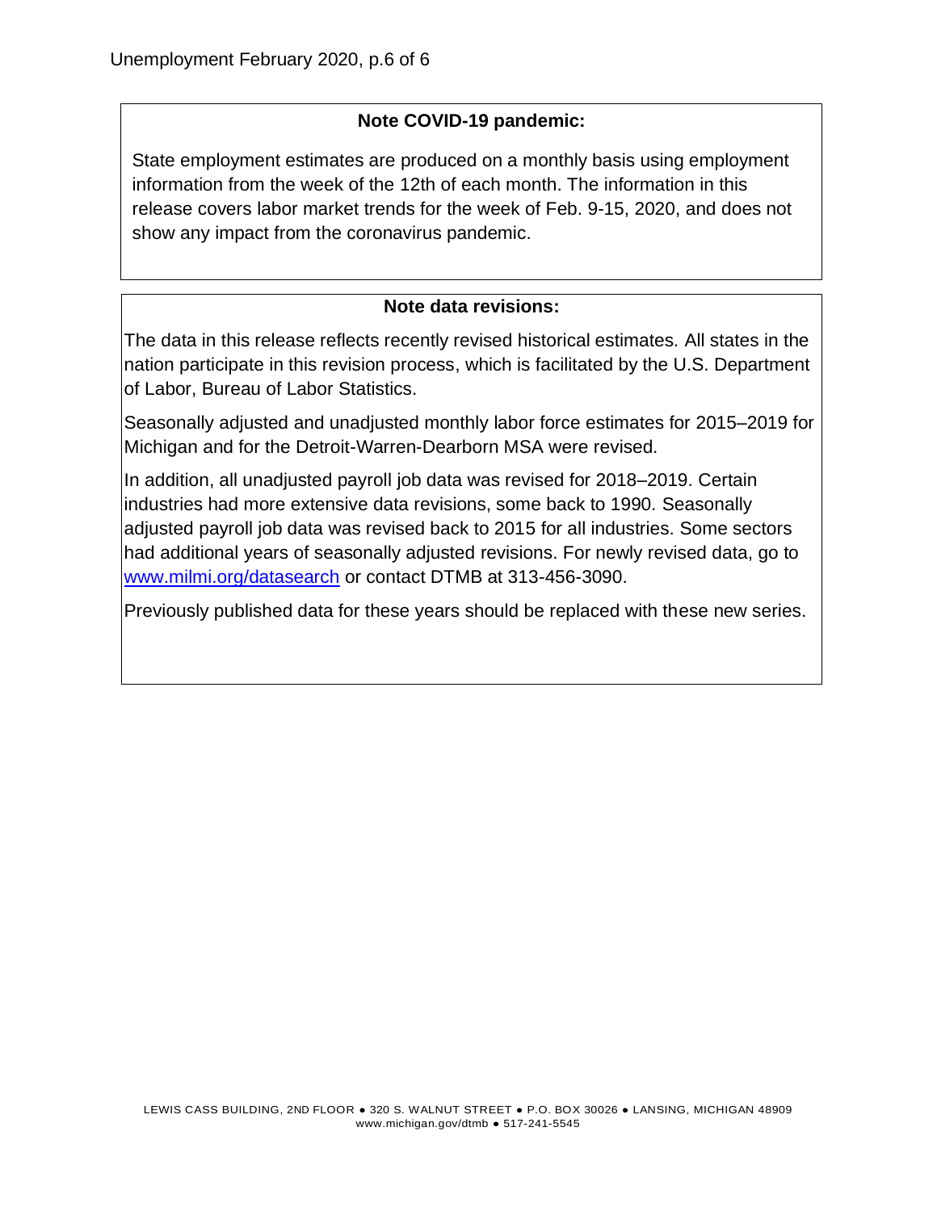**Note COVID-19 pandemic:**

State employment estimates are produced on a monthly basis using employment information from the week of the 12th of each month. The information in this release covers labor market trends for the week of Feb. 9-15, 2020, and does not show any impact from the coronavirus pandemic.

**Note data revisions:**

The data in this release reflects recently revised historical estimates. All states in the nation participate in this revision process, which is facilitated by the U.S. Department of Labor, Bureau of Labor Statistics.

Seasonally adjusted and unadjusted monthly labor force estimates for 2015–2019 for Michigan and for the Detroit-Warren-Dearborn MSA were revised.

In addition, all unadjusted payroll job data was revised for 2018–2019. Certain industries had more extensive data revisions, some back to 1990. Seasonally adjusted payroll job data was revised back to 2015 for all industries. Some sectors had additional years of seasonally adjusted revisions. For newly revised data, go to www.milmi.org/datasearch or contact DTMB at 313-456-3090.

Previously published data for these years should be replaced with these new series.

LEWIS CASS BUILDING, 2ND FLOOR ● 320 S. WALNUT STREET ● P.O. BOX 30026 ● LANSING, MICHIGAN 48909
www.michigan.gov/dtmb ● 517-241-5545